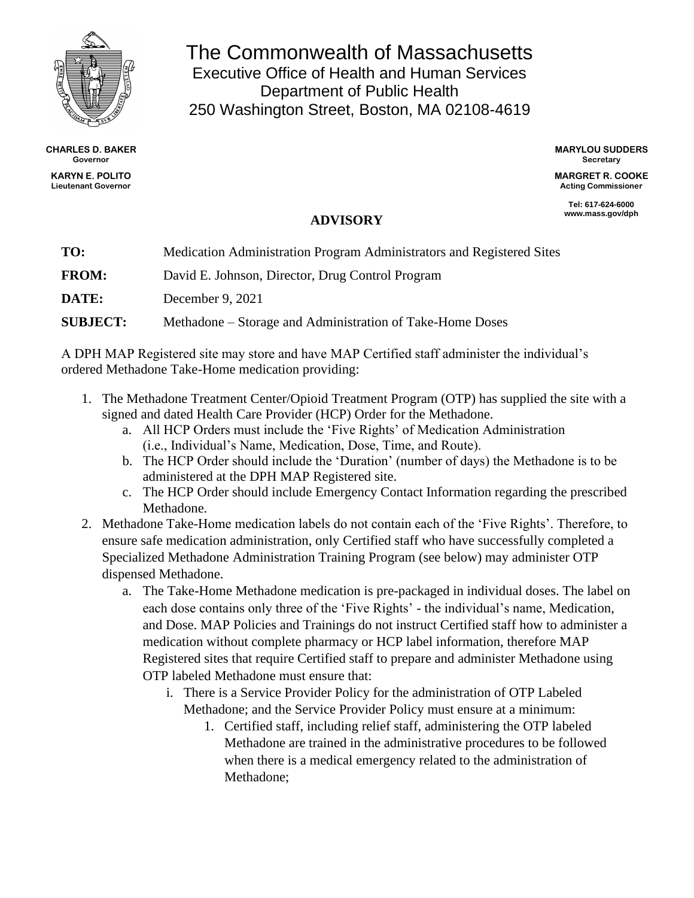# The Commonwealth of Massachusetts

Executive Office of Health and Human Services
Department of Public Health
250 Washington Street, Boston, MA 02108-4619

**CHARLES D. BAKER**
**Governor**

**KARYN E. POLITO**
**Lieutenant Governor**

**MARYLOU SUDDERS**
**Secretary**

**MARGRET R. COOKE**
**Acting Commissioner**

**Tel: 617-624-6000**
**www.mass.gov/dph**

## ADVISORY

| | |
|---|---|
| **TO:** | Medication Administration Program Administrators and Registered Sites |
| **FROM:** | David E. Johnson, Director, Drug Control Program |
| **DATE:** | December 9, 2021 |
| **SUBJECT:** | Methadone – Storage and Administration of Take-Home Doses |

A DPH MAP Registered site may store and have MAP Certified staff administer the individual's ordered Methadone Take-Home medication providing:

1. The Methadone Treatment Center/Opioid Treatment Program (OTP) has supplied the site with a signed and dated Health Care Provider (HCP) Order for the Methadone.
   a. All HCP Orders must include the 'Five Rights' of Medication Administration (i.e., Individual's Name, Medication, Dose, Time, and Route).
   b. The HCP Order should include the 'Duration' (number of days) the Methadone is to be administered at the DPH MAP Registered site.
   c. The HCP Order should include Emergency Contact Information regarding the prescribed Methadone.
2. Methadone Take-Home medication labels do not contain each of the 'Five Rights'. Therefore, to ensure safe medication administration, only Certified staff who have successfully completed a Specialized Methadone Administration Training Program (see below) may administer OTP dispensed Methadone.
   a. The Take-Home Methadone medication is pre-packaged in individual doses. The label on each dose contains only three of the 'Five Rights' - the individual's name, Medication, and Dose. MAP Policies and Trainings do not instruct Certified staff how to administer a medication without complete pharmacy or HCP label information, therefore MAP Registered sites that require Certified staff to prepare and administer Methadone using OTP labeled Methadone must ensure that:
      i. There is a Service Provider Policy for the administration of OTP Labeled Methadone; and the Service Provider Policy must ensure at a minimum:
         1. Certified staff, including relief staff, administering the OTP labeled Methadone are trained in the administrative procedures to be followed when there is a medical emergency related to the administration of Methadone;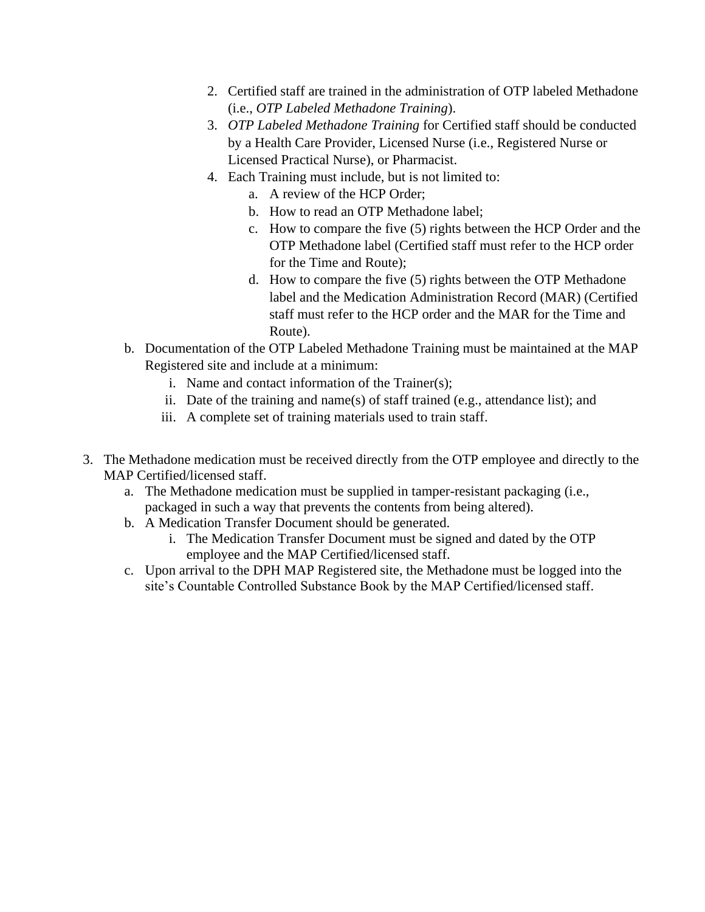2. Certified staff are trained in the administration of OTP labeled Methadone (i.e., *OTP Labeled Methadone Training*).
3. *OTP Labeled Methadone Training* for Certified staff should be conducted by a Health Care Provider, Licensed Nurse (i.e., Registered Nurse or Licensed Practical Nurse), or Pharmacist.
4. Each Training must include, but is not limited to:
    a. A review of the HCP Order;
    b. How to read an OTP Methadone label;
    c. How to compare the five (5) rights between the HCP Order and the OTP Methadone label (Certified staff must refer to the HCP order for the Time and Route);
    d. How to compare the five (5) rights between the OTP Methadone label and the Medication Administration Record (MAR) (Certified staff must refer to the HCP order and the MAR for the Time and Route).

b. Documentation of the OTP Labeled Methadone Training must be maintained at the MAP Registered site and include at a minimum:
    i. Name and contact information of the Trainer(s);
    ii. Date of the training and name(s) of staff trained (e.g., attendance list); and
    iii. A complete set of training materials used to train staff.

3. The Methadone medication must be received directly from the OTP employee and directly to the MAP Certified/licensed staff.
    a. The Methadone medication must be supplied in tamper-resistant packaging (i.e., packaged in such a way that prevents the contents from being altered).
    b. A Medication Transfer Document should be generated.
        i. The Medication Transfer Document must be signed and dated by the OTP employee and the MAP Certified/licensed staff.
    c. Upon arrival to the DPH MAP Registered site, the Methadone must be logged into the site's Countable Controlled Substance Book by the MAP Certified/licensed staff.